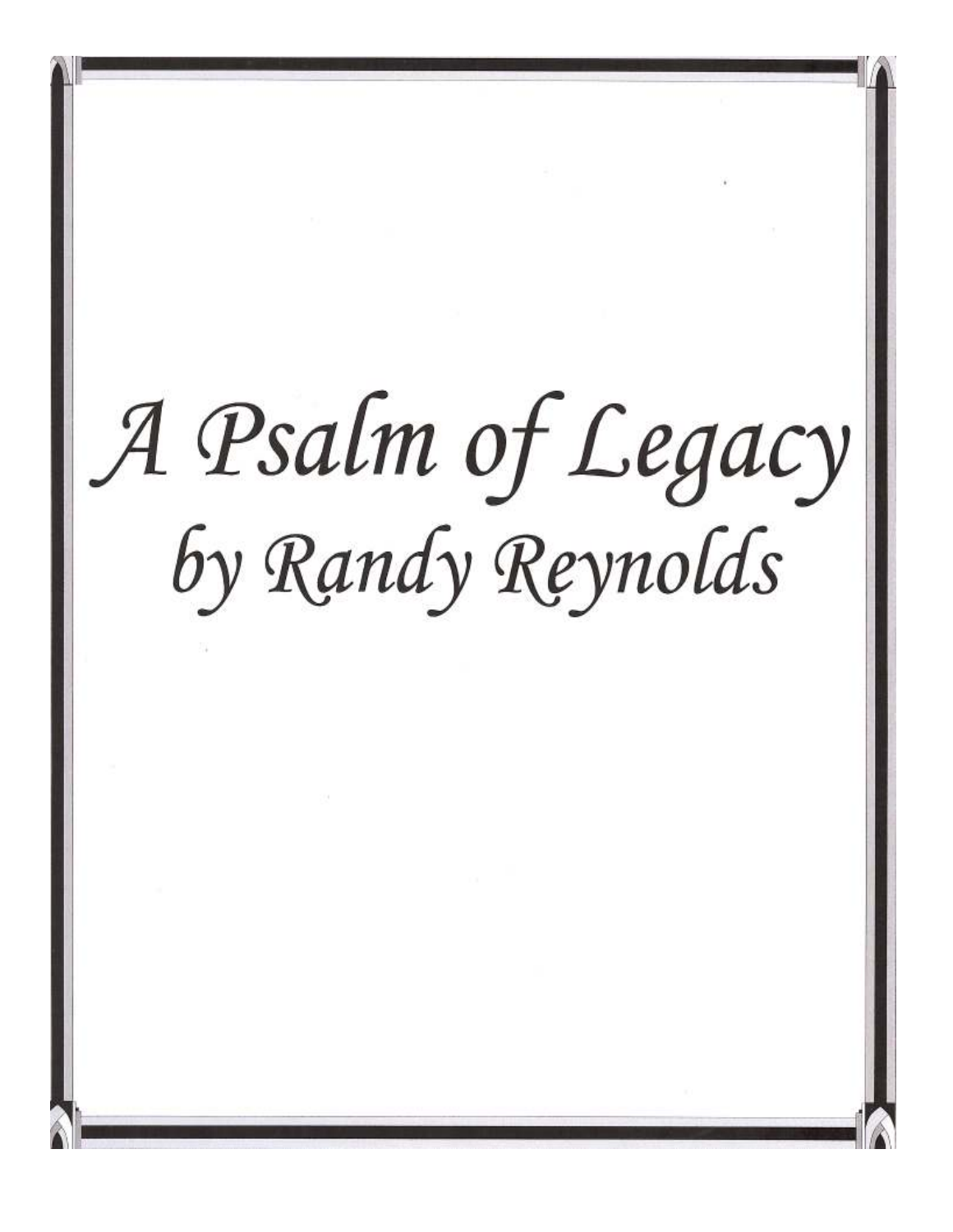# *A Psalm of Legacy*

## *by Randy Reynolds*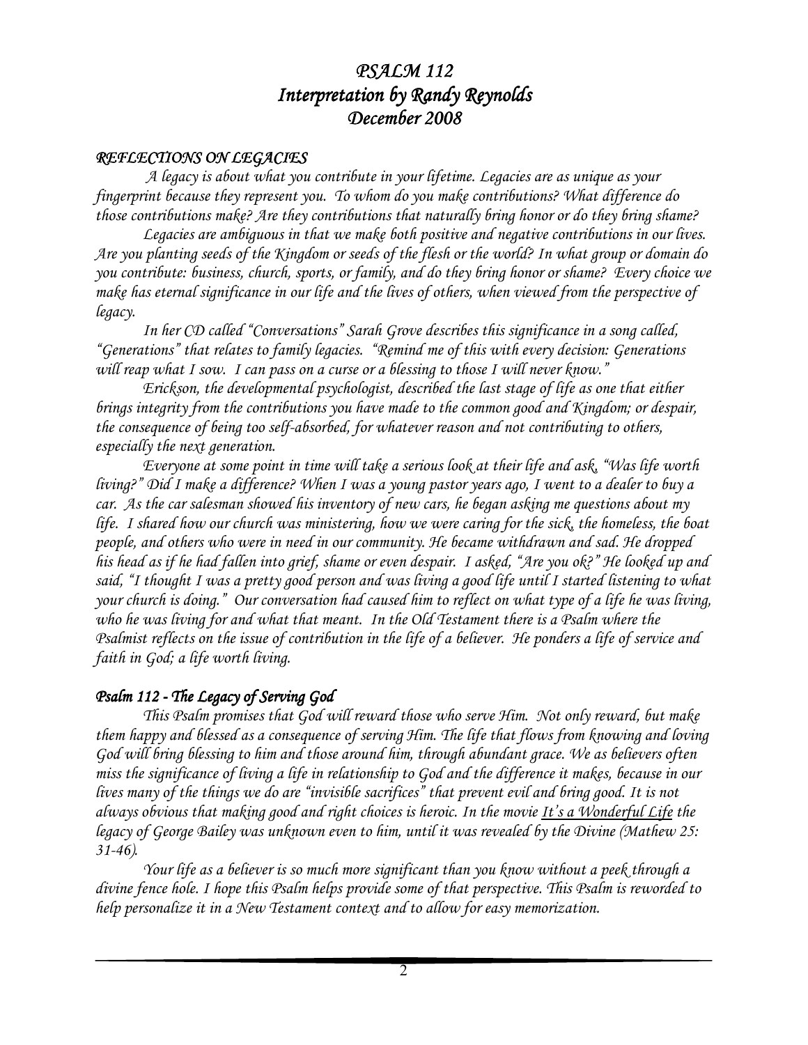# *PSALM 112*
# *Interpretation by Randy Reynolds*
# *December 2008*

### *REFLECTIONS ON LEGACIES*

*A legacy is about what you contribute in your lifetime. Legacies are as unique as your fingerprint because they represent you. To whom do you make contributions? What difference do those contributions make? Are they contributions that naturally bring honor or do they bring shame?*

*Legacies are ambiguous in that we make both positive and negative contributions in our lives. Are you planting seeds of the Kingdom or seeds of the flesh or the world? In what group or domain do you contribute: business, church, sports, or family, and do they bring honor or shame? Every choice we make has eternal significance in our life and the lives of others, when viewed from the perspective of legacy.*

*In her CD called "Conversations" Sarah Grove describes this significance in a song called, "Generations" that relates to family legacies. "Remind me of this with every decision: Generations will reap what I sow. I can pass on a curse or a blessing to those I will never know."*

*Erickson, the developmental psychologist, described the last stage of life as one that either brings integrity from the contributions you have made to the common good and Kingdom; or despair, the consequence of being too self-absorbed, for whatever reason and not contributing to others, especially the next generation.*

*Everyone at some point in time will take a serious look at their life and ask, "Was life worth living?" Did I make a difference? When I was a young pastor years ago, I went to a dealer to buy a car. As the car salesman showed his inventory of new cars, he began asking me questions about my life. I shared how our church was ministering, how we were caring for the sick, the homeless, the boat people, and others who were in need in our community. He became withdrawn and sad. He dropped his head as if he had fallen into grief, shame or even despair. I asked, "Are you ok?" He looked up and said, "I thought I was a pretty good person and was living a good life until I started listening to what your church is doing." Our conversation had caused him to reflect on what type of a life he was living, who he was living for and what that meant. In the Old Testament there is a Psalm where the Psalmist reflects on the issue of contribution in the life of a believer. He ponders a life of service and faith in God; a life worth living.*

### *Psalm 112 - The Legacy of Serving God*

*This Psalm promises that God will reward those who serve Him. Not only reward, but make them happy and blessed as a consequence of serving Him. The life that flows from knowing and loving God will bring blessing to him and those around him, through abundant grace. We as believers often miss the significance of living a life in relationship to God and the difference it makes, because in our lives many of the things we do are "invisible sacrifices" that prevent evil and bring good. It is not always obvious that making good and right choices is heroic. In the movie It's a Wonderful Life the legacy of George Bailey was unknown even to him, until it was revealed by the Divine (Mathew 25: 31-46).*

*Your life as a believer is so much more significant than you know without a peek through a divine fence hole. I hope this Psalm helps provide some of that perspective. This Psalm is reworded to help personalize it in a New Testament context and to allow for easy memorization.*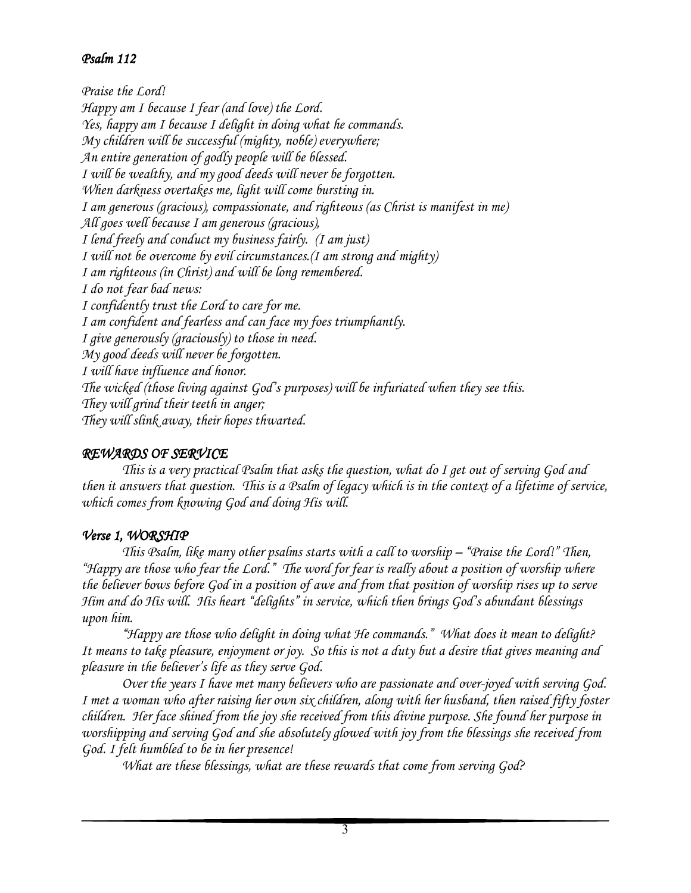## *Psalm 112*

*Praise the Lord!*
*Happy am I because I fear (and love) the Lord.*
*Yes, happy am I because I delight in doing what he commands.*
*My children will be successful (mighty, noble) everywhere;*
*An entire generation of godly people will be blessed.*
*I will be wealthy, and my good deeds will never be forgotten.*
*When darkness overtakes me, light will come bursting in.*
*I am generous (gracious), compassionate, and righteous (as Christ is manifest in me)*
*All goes well because I am generous (gracious),*
*I lend freely and conduct my business fairly. (I am just)*
*I will not be overcome by evil circumstances.(I am strong and mighty)*
*I am righteous (in Christ) and will be long remembered.*
*I do not fear bad news:*
*I confidently trust the Lord to care for me.*
*I am confident and fearless and can face my foes triumphantly.*
*I give generously (graciously) to those in need.*
*My good deeds will never be forgotten.*
*I will have influence and honor.*
*The wicked (those living against God's purposes) will be infuriated when they see this.*
*They will grind their teeth in anger;*
*They will slink away, their hopes thwarted.*

### *REWARDS OF SERVICE*

*This is a very practical Psalm that asks the question, what do I get out of serving God and then it answers that question. This is a Psalm of legacy which is in the context of a lifetime of service, which comes from knowing God and doing His will.*

### *Verse 1, WORSHIP*

*This Psalm, like many other psalms starts with a call to worship – "Praise the Lord!" Then, "Happy are those who fear the Lord." The word for fear is really about a position of worship where the believer bows before God in a position of awe and from that position of worship rises up to serve Him and do His will. His heart "delights" in service, which then brings God's abundant blessings upon him.*

*"Happy are those who delight in doing what He commands." What does it mean to delight? It means to take pleasure, enjoyment or joy. So this is not a duty but a desire that gives meaning and pleasure in the believer's life as they serve God.*

*Over the years I have met many believers who are passionate and over-joyed with serving God. I met a woman who after raising her own six children, along with her husband, then raised fifty foster children. Her face shined from the joy she received from this divine purpose. She found her purpose in worshipping and serving God and she absolutely glowed with joy from the blessings she received from God. I felt humbled to be in her presence!*

*What are these blessings, what are these rewards that come from serving God?*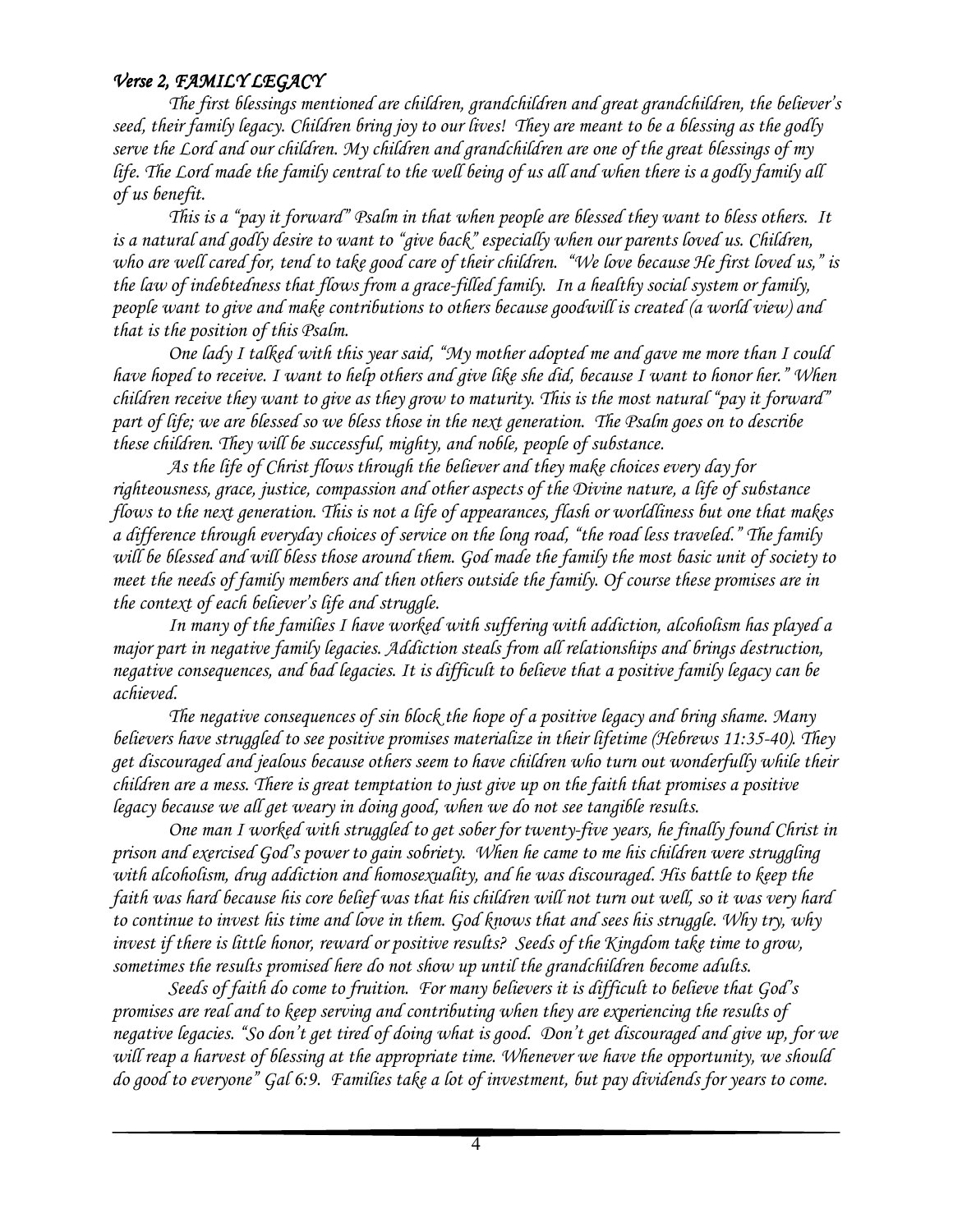### *Verse 2, FAMILY LEGACY*

*The first blessings mentioned are children, grandchildren and great grandchildren, the believer's seed, their family legacy. Children bring joy to our lives! They are meant to be a blessing as the godly serve the Lord and our children. My children and grandchildren are one of the great blessings of my life. The Lord made the family central to the well being of us all and when there is a godly family all of us benefit.*

*This is a "pay it forward" Psalm in that when people are blessed they want to bless others. It is a natural and godly desire to want to "give back" especially when our parents loved us. Children, who are well cared for, tend to take good care of their children. "We love because He first loved us," is the law of indebtedness that flows from a grace-filled family. In a healthy social system or family, people want to give and make contributions to others because goodwill is created (a world view) and that is the position of this Psalm.*

*One lady I talked with this year said, "My mother adopted me and gave me more than I could have hoped to receive. I want to help others and give like she did, because I want to honor her." When children receive they want to give as they grow to maturity. This is the most natural "pay it forward" part of life; we are blessed so we bless those in the next generation. The Psalm goes on to describe these children. They will be successful, mighty, and noble, people of substance.*

*As the life of Christ flows through the believer and they make choices every day for righteousness, grace, justice, compassion and other aspects of the Divine nature, a life of substance flows to the next generation. This is not a life of appearances, flash or worldliness but one that makes a difference through everyday choices of service on the long road, "the road less traveled." The family will be blessed and will bless those around them. God made the family the most basic unit of society to meet the needs of family members and then others outside the family. Of course these promises are in the context of each believer's life and struggle.*

*In many of the families I have worked with suffering with addiction, alcoholism has played a major part in negative family legacies. Addiction steals from all relationships and brings destruction, negative consequences, and bad legacies. It is difficult to believe that a positive family legacy can be achieved.*

*The negative consequences of sin block the hope of a positive legacy and bring shame. Many believers have struggled to see positive promises materialize in their lifetime (Hebrews 11:35-40). They get discouraged and jealous because others seem to have children who turn out wonderfully while their children are a mess. There is great temptation to just give up on the faith that promises a positive legacy because we all get weary in doing good, when we do not see tangible results.*

*One man I worked with struggled to get sober for twenty-five years, he finally found Christ in prison and exercised God's power to gain sobriety. When he came to me his children were struggling with alcoholism, drug addiction and homosexuality, and he was discouraged. His battle to keep the faith was hard because his core belief was that his children will not turn out well, so it was very hard to continue to invest his time and love in them. God knows that and sees his struggle. Why try, why invest if there is little honor, reward or positive results? Seeds of the Kingdom take time to grow, sometimes the results promised here do not show up until the grandchildren become adults.*

*Seeds of faith do come to fruition. For many believers it is difficult to believe that God's promises are real and to keep serving and contributing when they are experiencing the results of negative legacies. "So don't get tired of doing what is good. Don't get discouraged and give up, for we will reap a harvest of blessing at the appropriate time. Whenever we have the opportunity, we should do good to everyone" Gal 6:9. Families take a lot of investment, but pay dividends for years to come.*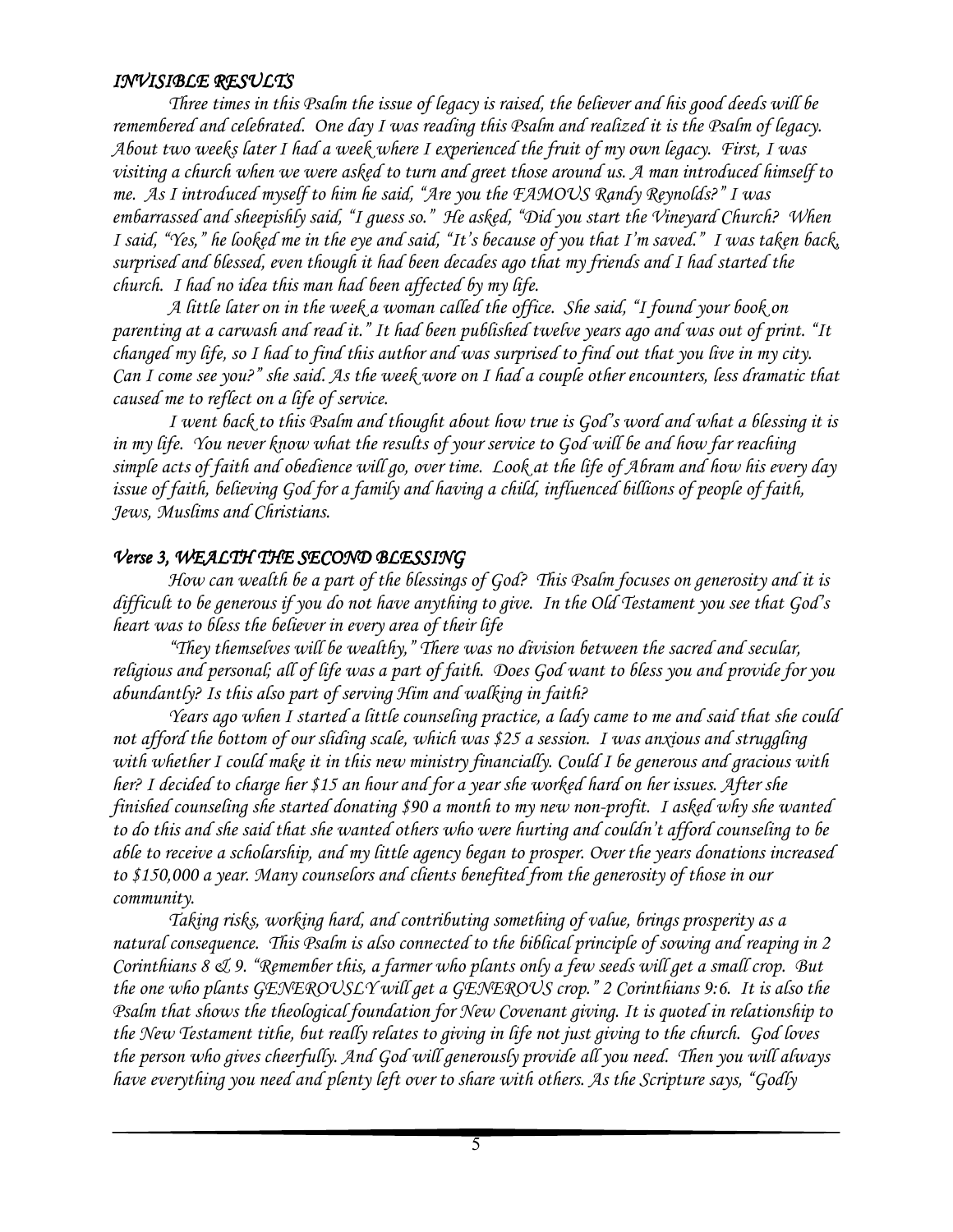### *INVISIBLE RESULTS*

*Three times in this Psalm the issue of legacy is raised, the believer and his good deeds will be remembered and celebrated. One day I was reading this Psalm and realized it is the Psalm of legacy. About two weeks later I had a week where I experienced the fruit of my own legacy. First, I was visiting a church when we were asked to turn and greet those around us. A man introduced himself to me. As I introduced myself to him he said, "Are you the FAMOUS Randy Reynolds?" I was embarrassed and sheepishly said, "I guess so." He asked, "Did you start the Vineyard Church? When I said, "Yes," he looked me in the eye and said, "It's because of you that I'm saved." I was taken back, surprised and blessed, even though it had been decades ago that my friends and I had started the church. I had no idea this man had been affected by my life.*

*A little later on in the week a woman called the office. She said, "I found your book on parenting at a carwash and read it." It had been published twelve years ago and was out of print. "It changed my life, so I had to find this author and was surprised to find out that you live in my city. Can I come see you?" she said. As the week wore on I had a couple other encounters, less dramatic that caused me to reflect on a life of service.*

*I went back to this Psalm and thought about how true is God's word and what a blessing it is in my life. You never know what the results of your service to God will be and how far reaching simple acts of faith and obedience will go, over time. Look at the life of Abram and how his every day issue of faith, believing God for a family and having a child, influenced billions of people of faith, Jews, Muslims and Christians.*

### *Verse 3, WEALTH THE SECOND BLESSING*

*How can wealth be a part of the blessings of God? This Psalm focuses on generosity and it is difficult to be generous if you do not have anything to give. In the Old Testament you see that God's heart was to bless the believer in every area of their life*

*"They themselves will be wealthy," There was no division between the sacred and secular, religious and personal; all of life was a part of faith. Does God want to bless you and provide for you abundantly? Is this also part of serving Him and walking in faith?*

*Years ago when I started a little counseling practice, a lady came to me and said that she could not afford the bottom of our sliding scale, which was $25 a session. I was anxious and struggling with whether I could make it in this new ministry financially. Could I be generous and gracious with her? I decided to charge her $15 an hour and for a year she worked hard on her issues. After she finished counseling she started donating $90 a month to my new non-profit. I asked why she wanted to do this and she said that she wanted others who were hurting and couldn't afford counseling to be able to receive a scholarship, and my little agency began to prosper. Over the years donations increased to $150,000 a year. Many counselors and clients benefited from the generosity of those in our community.*

*Taking risks, working hard, and contributing something of value, brings prosperity as a natural consequence. This Psalm is also connected to the biblical principle of sowing and reaping in 2 Corinthians 8 & 9. "Remember this, a farmer who plants only a few seeds will get a small crop. But the one who plants GENEROUSLY will get a GENEROUS crop." 2 Corinthians 9:6. It is also the Psalm that shows the theological foundation for New Covenant giving. It is quoted in relationship to the New Testament tithe, but really relates to giving in life not just giving to the church. God loves the person who gives cheerfully. And God will generously provide all you need. Then you will always have everything you need and plenty left over to share with others. As the Scripture says, "Godly*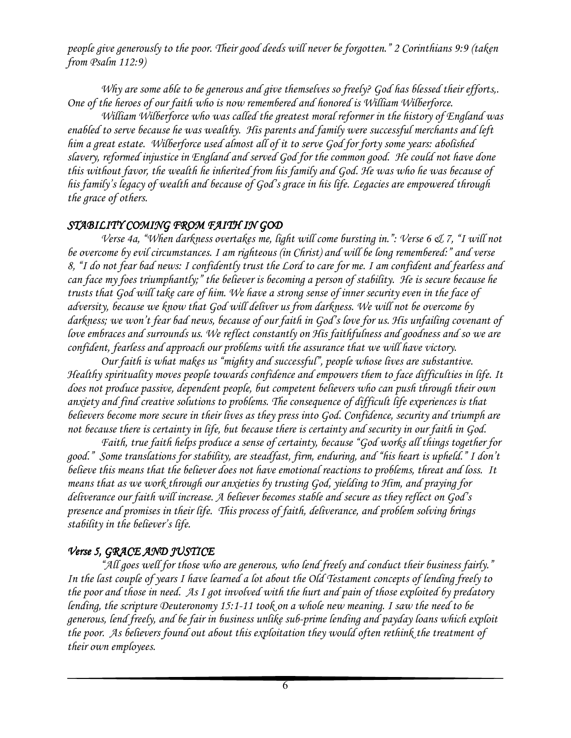*people give generously to the poor. Their good deeds will never be forgotten." 2 Corinthians 9:9 (taken from Psalm 112:9)*

*Why are some able to be generous and give themselves so freely? God has blessed their efforts,. One of the heroes of our faith who is now remembered and honored is William Wilberforce.*

*William Wilberforce who was called the greatest moral reformer in the history of England was enabled to serve because he was wealthy. His parents and family were successful merchants and left him a great estate. Wilberforce used almost all of it to serve God for forty some years: abolished slavery, reformed injustice in England and served God for the common good. He could not have done this without favor, the wealth he inherited from his family and God. He was who he was because of his family's legacy of wealth and because of God's grace in his life. Legacies are empowered through the grace of others.*

## *STABILITY COMING FROM FAITH IN GOD*

*Verse 4a, "When darkness overtakes me, light will come bursting in.": Verse 6 & 7, "I will not be overcome by evil circumstances. I am righteous (in Christ) and will be long remembered:" and verse 8, "I do not fear bad news: I confidently trust the Lord to care for me. I am confident and fearless and can face my foes triumphantly;" the believer is becoming a person of stability. He is secure because he trusts that God will take care of him. We have a strong sense of inner security even in the face of adversity, because we know that God will deliver us from darkness. We will not be overcome by darkness; we won't fear bad news, because of our faith in God's love for us. His unfailing covenant of love embraces and surrounds us. We reflect constantly on His faithfulness and goodness and so we are confident, fearless and approach our problems with the assurance that we will have victory.*

*Our faith is what makes us "mighty and successful", people whose lives are substantive. Healthy spirituality moves people towards confidence and empowers them to face difficulties in life. It does not produce passive, dependent people, but competent believers who can push through their own anxiety and find creative solutions to problems. The consequence of difficult life experiences is that believers become more secure in their lives as they press into God. Confidence, security and triumph are not because there is certainty in life, but because there is certainty and security in our faith in God.*

*Faith, true faith helps produce a sense of certainty, because "God works all things together for good." Some translations for stability, are steadfast, firm, enduring, and "his heart is upheld." I don't believe this means that the believer does not have emotional reactions to problems, threat and loss. It means that as we work through our anxieties by trusting God, yielding to Him, and praying for deliverance our faith will increase. A believer becomes stable and secure as they reflect on God's presence and promises in their life. This process of faith, deliverance, and problem solving brings stability in the believer's life.*

## *Verse 5, GRACE AND JUSTICE*

*"All goes well for those who are generous, who lend freely and conduct their business fairly." In the last couple of years I have learned a lot about the Old Testament concepts of lending freely to the poor and those in need. As I got involved with the hurt and pain of those exploited by predatory lending, the scripture Deuteronomy 15:1-11 took on a whole new meaning. I saw the need to be generous, lend freely, and be fair in business unlike sub-prime lending and payday loans which exploit the poor. As believers found out about this exploitation they would often rethink the treatment of their own employees.*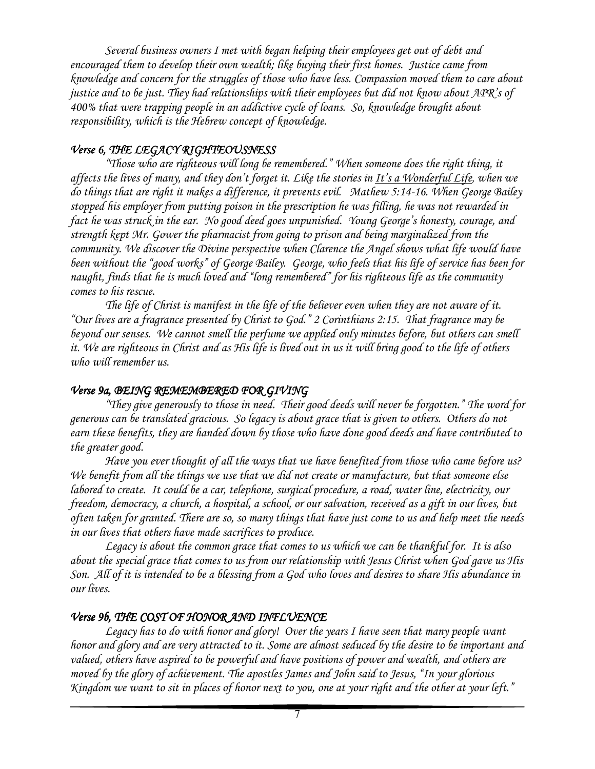*Several business owners I met with began helping their employees get out of debt and encouraged them to develop their own wealth; like buying their first homes. Justice came from knowledge and concern for the struggles of those who have less. Compassion moved them to care about justice and to be just. They had relationships with their employees but did not know about APR's of 400% that were trapping people in an addictive cycle of loans. So, knowledge brought about responsibility, which is the Hebrew concept of knowledge.*

### *Verse 6, THE LEGACY RIGHTEOUSNESS*

*"Those who are righteous will long be remembered." When someone does the right thing, it affects the lives of many, and they don't forget it. Like the stories in It's a Wonderful Life, when we do things that are right it makes a difference, it prevents evil. Mathew 5:14-16. When George Bailey stopped his employer from putting poison in the prescription he was filling, he was not rewarded in fact he was struck in the ear. No good deed goes unpunished. Young George's honesty, courage, and strength kept Mr. Gower the pharmacist from going to prison and being marginalized from the community. We discover the Divine perspective when Clarence the Angel shows what life would have been without the "good works" of George Bailey. George, who feels that his life of service has been for naught, finds that he is much loved and "long remembered" for his righteous life as the community comes to his rescue.*

*The life of Christ is manifest in the life of the believer even when they are not aware of it. "Our lives are a fragrance presented by Christ to God." 2 Corinthians 2:15. That fragrance may be beyond our senses. We cannot smell the perfume we applied only minutes before, but others can smell it. We are righteous in Christ and as His life is lived out in us it will bring good to the life of others who will remember us.*

### *Verse 9a, BEING REMEMBERED FOR GIVING*

*"They give generously to those in need. Their good deeds will never be forgotten." The word for generous can be translated gracious. So legacy is about grace that is given to others. Others do not earn these benefits, they are handed down by those who have done good deeds and have contributed to the greater good.*

*Have you ever thought of all the ways that we have benefited from those who came before us? We benefit from all the things we use that we did not create or manufacture, but that someone else labored to create. It could be a car, telephone, surgical procedure, a road, water line, electricity, our freedom, democracy, a church, a hospital, a school, or our salvation, received as a gift in our lives, but often taken for granted. There are so, so many things that have just come to us and help meet the needs in our lives that others have made sacrifices to produce.*

*Legacy is about the common grace that comes to us which we can be thankful for. It is also about the special grace that comes to us from our relationship with Jesus Christ when God gave us His Son. All of it is intended to be a blessing from a God who loves and desires to share His abundance in our lives.*

### *Verse 9b, THE COST OF HONOR AND INFLUENCE*

*Legacy has to do with honor and glory! Over the years I have seen that many people want honor and glory and are very attracted to it. Some are almost seduced by the desire to be important and valued, others have aspired to be powerful and have positions of power and wealth, and others are moved by the glory of achievement. The apostles James and John said to Jesus, "In your glorious Kingdom we want to sit in places of honor next to you, one at your right and the other at your left."*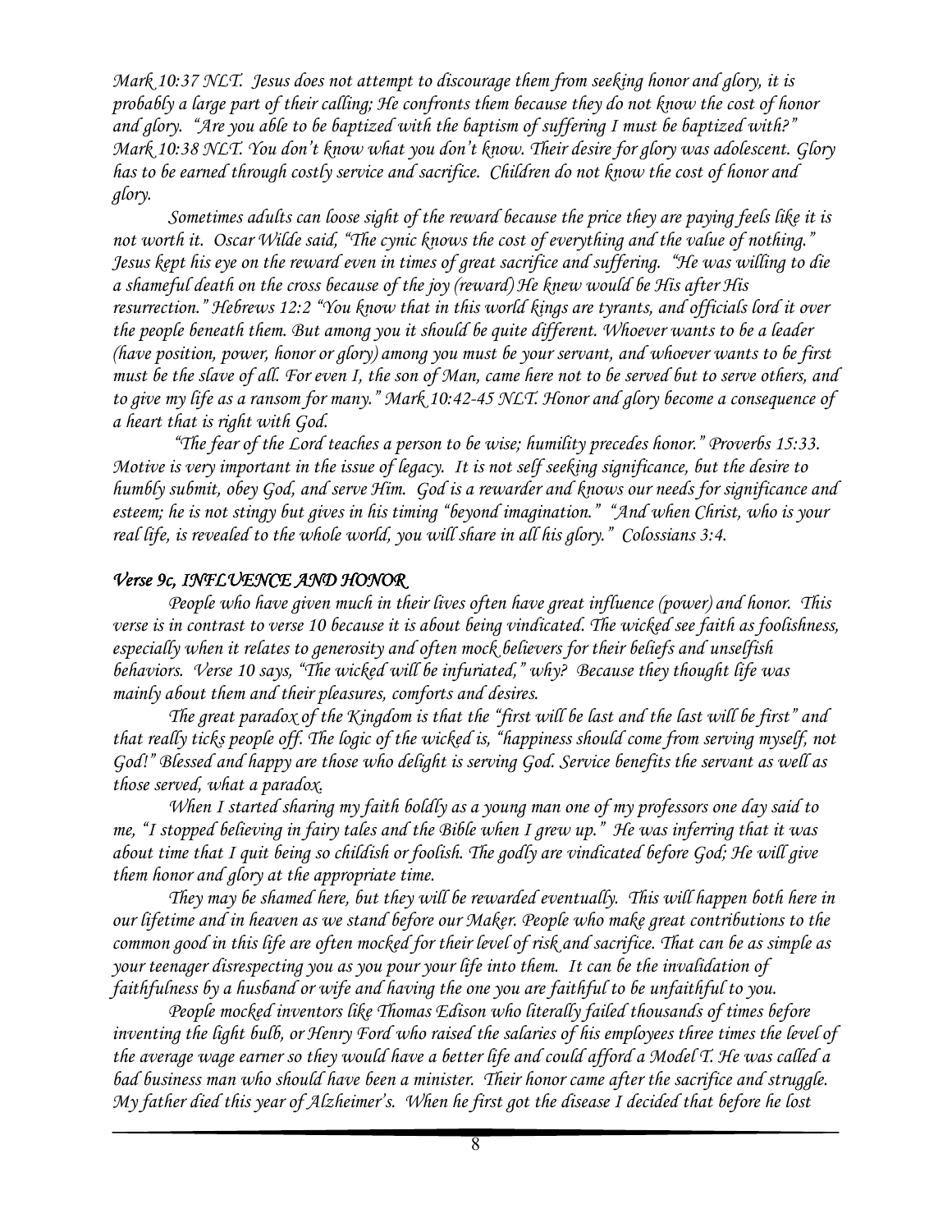*Mark 10:37 NLT. Jesus does not attempt to discourage them from seeking honor and glory, it is probably a large part of their calling; He confronts them because they do not know the cost of honor and glory. "Are you able to be baptized with the baptism of suffering I must be baptized with?" Mark 10:38 NLT. You don't know what you don't know. Their desire for glory was adolescent. Glory has to be earned through costly service and sacrifice. Children do not know the cost of honor and glory.*

*Sometimes adults can loose sight of the reward because the price they are paying feels like it is not worth it. Oscar Wilde said, "The cynic knows the cost of everything and the value of nothing." Jesus kept his eye on the reward even in times of great sacrifice and suffering. "He was willing to die a shameful death on the cross because of the joy (reward) He knew would be His after His resurrection." Hebrews 12:2 "You know that in this world kings are tyrants, and officials lord it over the people beneath them. But among you it should be quite different. Whoever wants to be a leader (have position, power, honor or glory) among you must be your servant, and whoever wants to be first must be the slave of all. For even I, the son of Man, came here not to be served but to serve others, and to give my life as a ransom for many." Mark 10:42-45 NLT. Honor and glory become a consequence of a heart that is right with God.*

*"The fear of the Lord teaches a person to be wise; humility precedes honor." Proverbs 15:33. Motive is very important in the issue of legacy. It is not self seeking significance, but the desire to humbly submit, obey God, and serve Him. God is a rewarder and knows our needs for significance and esteem; he is not stingy but gives in his timing "beyond imagination." "And when Christ, who is your real life, is revealed to the whole world, you will share in all his glory." Colossians 3:4.*

### *Verse 9c, INFLUENCE AND HONOR*

*People who have given much in their lives often have great influence (power) and honor. This verse is in contrast to verse 10 because it is about being vindicated. The wicked see faith as foolishness, especially when it relates to generosity and often mock believers for their beliefs and unselfish behaviors. Verse 10 says, "The wicked will be infuriated," why? Because they thought life was mainly about them and their pleasures, comforts and desires.*

*The great paradox of the Kingdom is that the "first will be last and the last will be first" and that really ticks people off. The logic of the wicked is, "happiness should come from serving myself, not God!" Blessed and happy are those who delight is serving God. Service benefits the servant as well as those served, what a paradox.*

*When I started sharing my faith boldly as a young man one of my professors one day said to me, "I stopped believing in fairy tales and the Bible when I grew up." He was inferring that it was about time that I quit being so childish or foolish. The godly are vindicated before God; He will give them honor and glory at the appropriate time.*

*They may be shamed here, but they will be rewarded eventually. This will happen both here in our lifetime and in heaven as we stand before our Maker. People who make great contributions to the common good in this life are often mocked for their level of risk and sacrifice. That can be as simple as your teenager disrespecting you as you pour your life into them. It can be the invalidation of faithfulness by a husband or wife and having the one you are faithful to be unfaithful to you.*

*People mocked inventors like Thomas Edison who literally failed thousands of times before inventing the light bulb, or Henry Ford who raised the salaries of his employees three times the level of the average wage earner so they would have a better life and could afford a Model T. He was called a bad business man who should have been a minister. Their honor came after the sacrifice and struggle. My father died this year of Alzheimer's. When he first got the disease I decided that before he lost*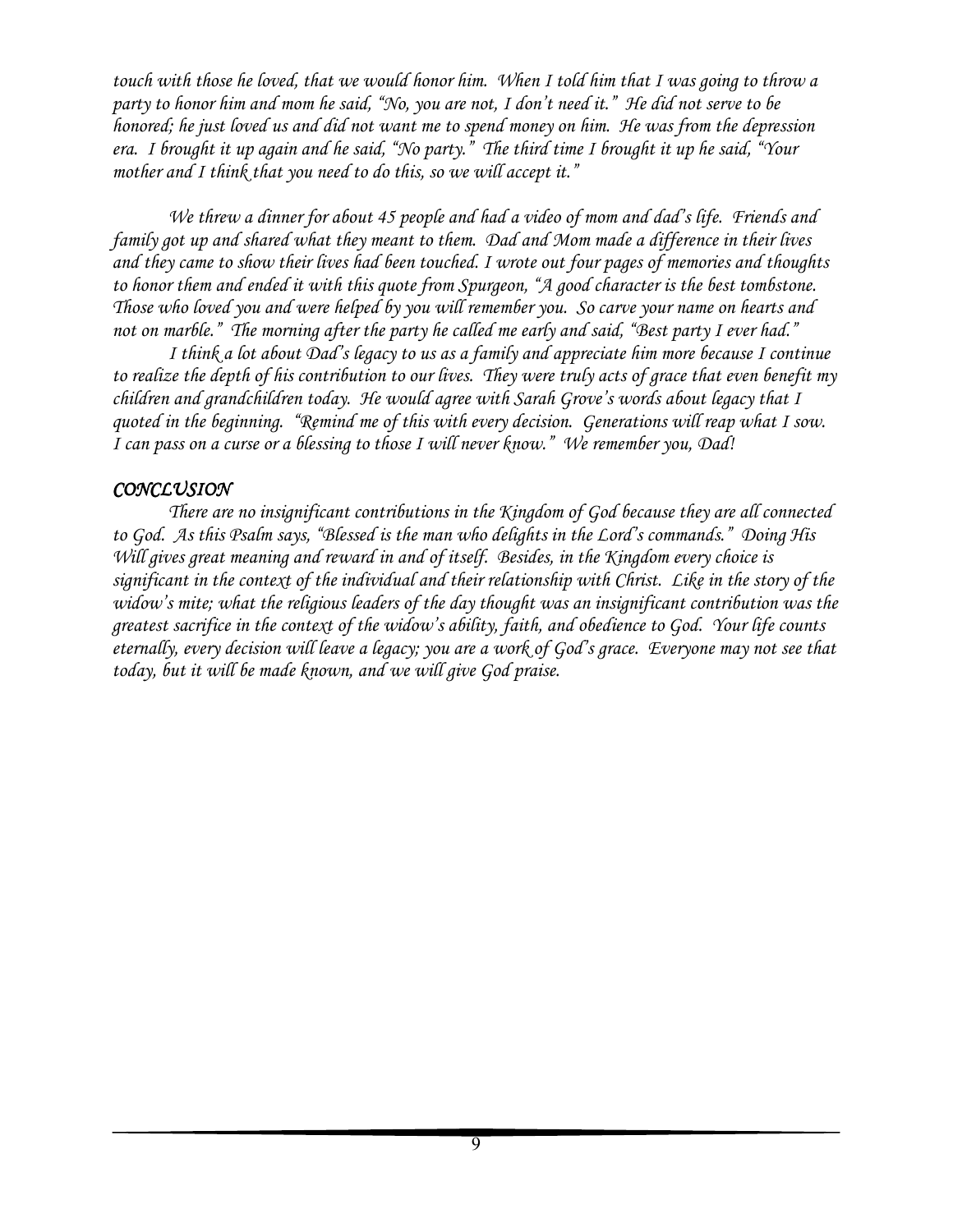*touch with those he loved, that we would honor him. When I told him that I was going to throw a party to honor him and mom he said, "No, you are not, I don't need it." He did not serve to be honored; he just loved us and did not want me to spend money on him. He was from the depression era. I brought it up again and he said, "No party." The third time I brought it up he said, "Your mother and I think that you need to do this, so we will accept it."*

*We threw a dinner for about 45 people and had a video of mom and dad's life. Friends and family got up and shared what they meant to them. Dad and Mom made a difference in their lives and they came to show their lives had been touched. I wrote out four pages of memories and thoughts to honor them and ended it with this quote from Spurgeon, "A good character is the best tombstone. Those who loved you and were helped by you will remember you. So carve your name on hearts and not on marble." The morning after the party he called me early and said, "Best party I ever had."*

*I think a lot about Dad's legacy to us as a family and appreciate him more because I continue to realize the depth of his contribution to our lives. They were truly acts of grace that even benefit my children and grandchildren today. He would agree with Sarah Grove's words about legacy that I quoted in the beginning. "Remind me of this with every decision. Generations will reap what I sow. I can pass on a curse or a blessing to those I will never know." We remember you, Dad!*

## *CONCLUSION*

*There are no insignificant contributions in the Kingdom of God because they are all connected to God. As this Psalm says, "Blessed is the man who delights in the Lord's commands." Doing His Will gives great meaning and reward in and of itself. Besides, in the Kingdom every choice is significant in the context of the individual and their relationship with Christ. Like in the story of the widow's mite; what the religious leaders of the day thought was an insignificant contribution was the greatest sacrifice in the context of the widow's ability, faith, and obedience to God. Your life counts eternally, every decision will leave a legacy; you are a work of God's grace. Everyone may not see that today, but it will be made known, and we will give God praise.*